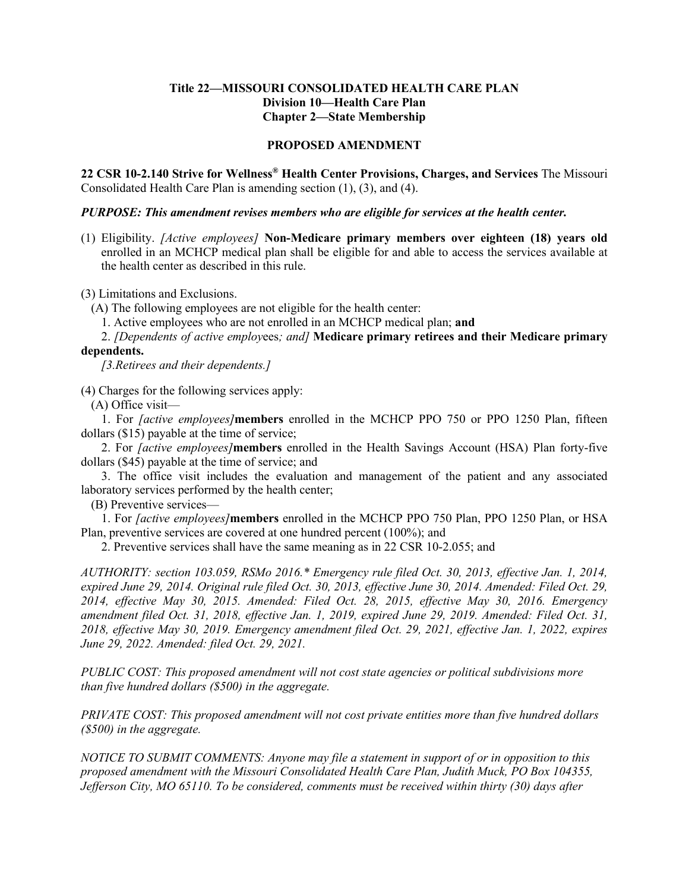**Title 22—MISSOURI CONSOLIDATED HEALTH CARE PLAN**
**Division 10—Health Care Plan**
**Chapter 2—State Membership**

**PROPOSED AMENDMENT**

**22 CSR 10-2.140 Strive for Wellness® Health Center Provisions, Charges, and Services** The Missouri Consolidated Health Care Plan is amending section (1), (3), and (4).

***PURPOSE: This amendment revises members who are eligible for services at the health center.***

(1) Eligibility. *[Active employees]* **Non-Medicare primary members over eighteen (18) years old** enrolled in an MCHCP medical plan shall be eligible for and able to access the services available at the health center as described in this rule.

(3) Limitations and Exclusions.

(A) The following employees are not eligible for the health center:

1. Active employees who are not enrolled in an MCHCP medical plan; **and**

2. *[Dependents of active employees; and]* **Medicare primary retirees and their Medicare primary dependents.**

*[3.Retirees and their dependents.]*

(4) Charges for the following services apply:

(A) Office visit—

1. For *[active employees]***members** enrolled in the MCHCP PPO 750 or PPO 1250 Plan, fifteen dollars ($15) payable at the time of service;

2. For *[active employees]***members** enrolled in the Health Savings Account (HSA) Plan forty-five dollars ($45) payable at the time of service; and

3. The office visit includes the evaluation and management of the patient and any associated laboratory services performed by the health center;

(B) Preventive services—

1. For *[active employees]***members** enrolled in the MCHCP PPO 750 Plan, PPO 1250 Plan, or HSA Plan, preventive services are covered at one hundred percent (100%); and

2. Preventive services shall have the same meaning as in 22 CSR 10-2.055; and

*AUTHORITY: section 103.059, RSMo 2016.\* Emergency rule filed Oct. 30, 2013, effective Jan. 1, 2014, expired June 29, 2014. Original rule filed Oct. 30, 2013, effective June 30, 2014. Amended: Filed Oct. 29, 2014, effective May 30, 2015. Amended: Filed Oct. 28, 2015, effective May 30, 2016. Emergency amendment filed Oct. 31, 2018, effective Jan. 1, 2019, expired June 29, 2019. Amended: Filed Oct. 31, 2018, effective May 30, 2019. Emergency amendment filed Oct. 29, 2021, effective Jan. 1, 2022, expires June 29, 2022. Amended: filed Oct. 29, 2021.*

*PUBLIC COST: This proposed amendment will not cost state agencies or political subdivisions more than five hundred dollars ($500) in the aggregate.*

*PRIVATE COST: This proposed amendment will not cost private entities more than five hundred dollars ($500) in the aggregate.*

*NOTICE TO SUBMIT COMMENTS: Anyone may file a statement in support of or in opposition to this proposed amendment with the Missouri Consolidated Health Care Plan, Judith Muck, PO Box 104355, Jefferson City, MO 65110. To be considered, comments must be received within thirty (30) days after*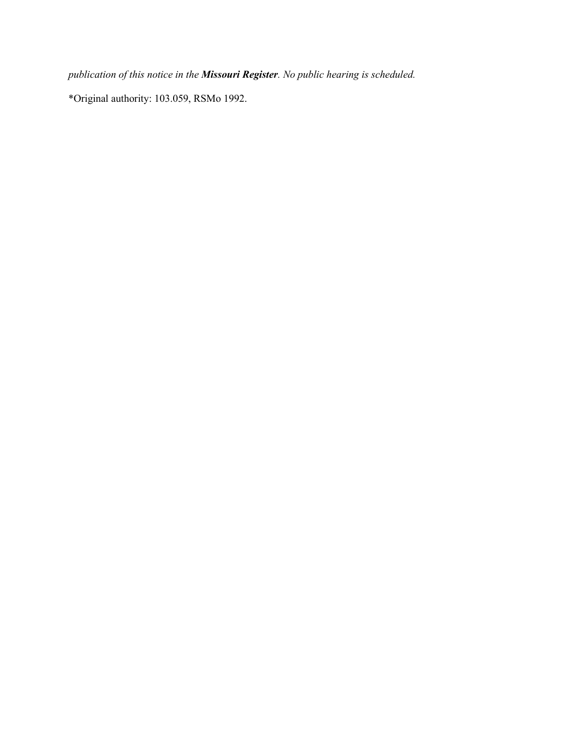*publication of this notice in the **Missouri Register**. No public hearing is scheduled.*

*Original authority: 103.059, RSMo 1992.